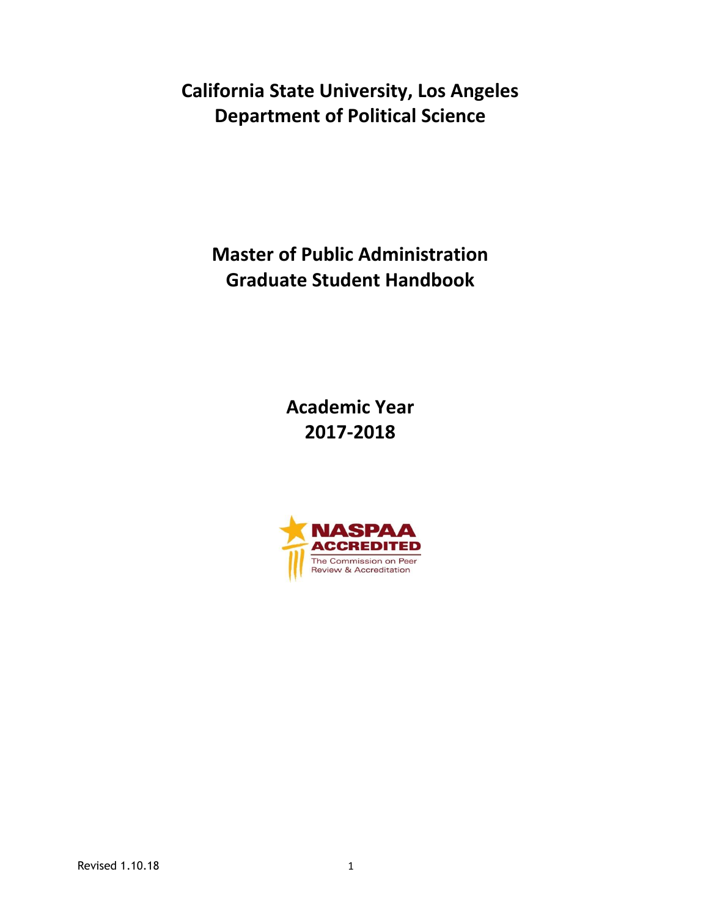# California State University, Los Angeles
# Department of Political Science

# Master of Public Administration
# Graduate Student Handbook

## Academic Year
## 2017-2018

NASPAA ACCREDITED
The Commission on Peer Review & Accreditation

Revised 1.10.18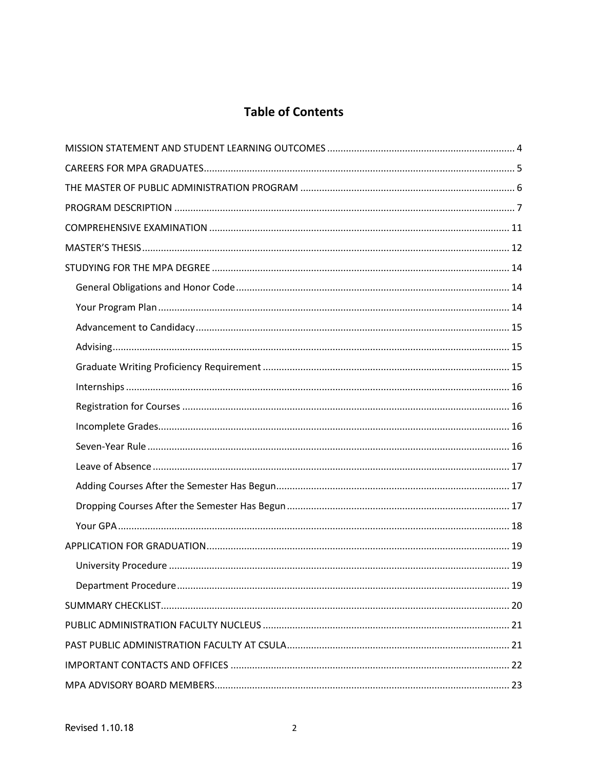# Table of Contents

- MISSION STATEMENT AND STUDENT LEARNING OUTCOMES ..... 4
- CAREERS FOR MPA GRADUATES ..... 5
- THE MASTER OF PUBLIC ADMINISTRATION PROGRAM ..... 6
- PROGRAM DESCRIPTION ..... 7
- COMPREHENSIVE EXAMINATION ..... 11
- MASTER'S THESIS ..... 12
- STUDYING FOR THE MPA DEGREE ..... 14
  - General Obligations and Honor Code ..... 14
  - Your Program Plan ..... 14
  - Advancement to Candidacy ..... 15
  - Advising ..... 15
  - Graduate Writing Proficiency Requirement ..... 15
  - Internships ..... 16
  - Registration for Courses ..... 16
  - Incomplete Grades ..... 16
  - Seven-Year Rule ..... 16
  - Leave of Absence ..... 17
  - Adding Courses After the Semester Has Begun ..... 17
  - Dropping Courses After the Semester Has Begun ..... 17
  - Your GPA ..... 18
- APPLICATION FOR GRADUATION ..... 19
  - University Procedure ..... 19
  - Department Procedure ..... 19
- SUMMARY CHECKLIST ..... 20
- PUBLIC ADMINISTRATION FACULTY NUCLEUS ..... 21
- PAST PUBLIC ADMINISTRATION FACULTY AT CSULA ..... 21
- IMPORTANT CONTACTS AND OFFICES ..... 22
- MPA ADVISORY BOARD MEMBERS ..... 23

Revised 1.10.18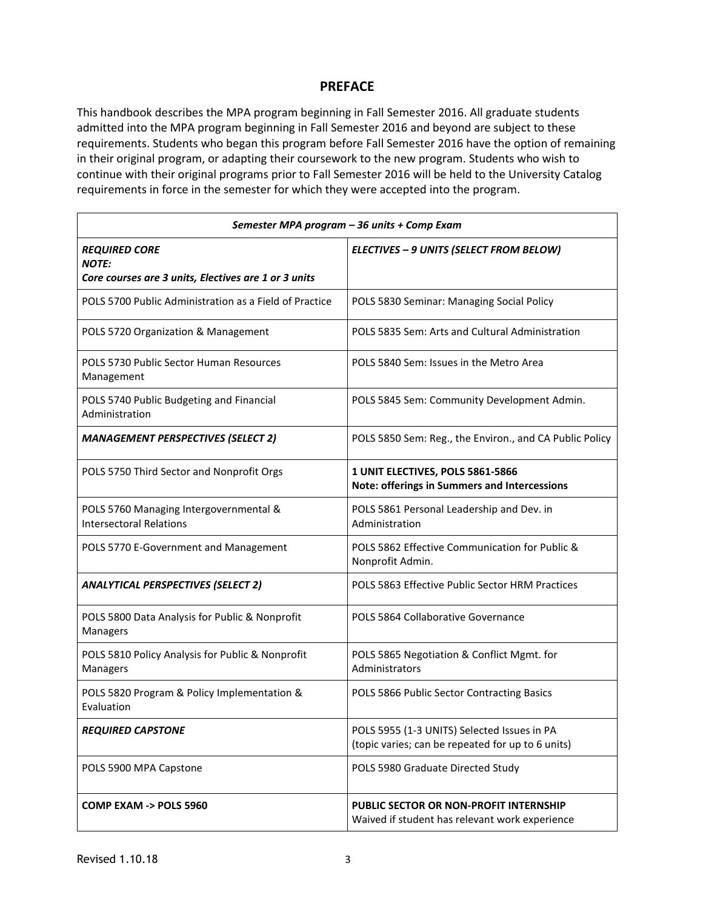## PREFACE

This handbook describes the MPA program beginning in Fall Semester 2016. All graduate students admitted into the MPA program beginning in Fall Semester 2016 and beyond are subject to these requirements. Students who began this program before Fall Semester 2016 have the option of remaining in their original program, or adapting their coursework to the new program. Students who wish to continue with their original programs prior to Fall Semester 2016 will be held to the University Catalog requirements in force in the semester for which they were accepted into the program.

| ***Semester MPA program – 36 units + Comp Exam*** | |
|---|---|
| ***REQUIRED CORE*** ***NOTE:*** ***Core courses are 3 units, Electives are 1 or 3 units*** | ***ELECTIVES – 9 UNITS (SELECT FROM BELOW)*** |
| POLS 5700 Public Administration as a Field of Practice | POLS 5830 Seminar: Managing Social Policy |
| POLS 5720 Organization & Management | POLS 5835 Sem: Arts and Cultural Administration |
| POLS 5730 Public Sector Human Resources Management | POLS 5840 Sem: Issues in the Metro Area |
| POLS 5740 Public Budgeting and Financial Administration | POLS 5845 Sem: Community Development Admin. |
| ***MANAGEMENT PERSPECTIVES (SELECT 2)*** | POLS 5850 Sem: Reg., the Environ., and CA Public Policy |
| POLS 5750 Third Sector and Nonprofit Orgs | **1 UNIT ELECTIVES, POLS 5861-5866** **Note: offerings in Summers and Intercessions** |
| POLS 5760 Managing Intergovernmental & Intersectoral Relations | POLS 5861 Personal Leadership and Dev. in Administration |
| POLS 5770 E-Government and Management | POLS 5862 Effective Communication for Public & Nonprofit Admin. |
| ***ANALYTICAL PERSPECTIVES (SELECT 2)*** | POLS 5863 Effective Public Sector HRM Practices |
| POLS 5800 Data Analysis for Public & Nonprofit Managers | POLS 5864 Collaborative Governance |
| POLS 5810 Policy Analysis for Public & Nonprofit Managers | POLS 5865 Negotiation & Conflict Mgmt. for Administrators |
| POLS 5820 Program & Policy Implementation & Evaluation | POLS 5866 Public Sector Contracting Basics |
| ***REQUIRED CAPSTONE*** | POLS 5955 (1-3 UNITS) Selected Issues in PA (topic varies; can be repeated for up to 6 units) |
| POLS 5900 MPA Capstone | POLS 5980 Graduate Directed Study |
| **COMP EXAM -> POLS 5960** | **PUBLIC SECTOR OR NON-PROFIT INTERNSHIP** Waived if student has relevant work experience |

Revised 1.10.18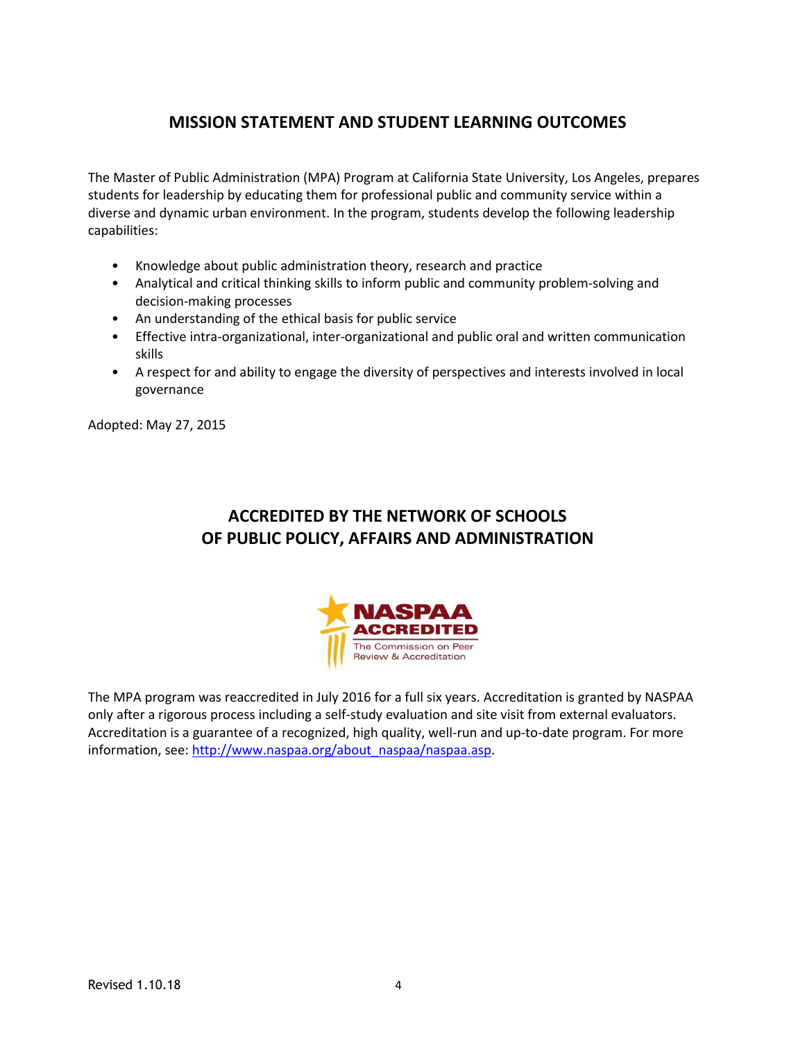## MISSION STATEMENT AND STUDENT LEARNING OUTCOMES

The Master of Public Administration (MPA) Program at California State University, Los Angeles, prepares students for leadership by educating them for professional public and community service within a diverse and dynamic urban environment. In the program, students develop the following leadership capabilities:

- Knowledge about public administration theory, research and practice
- Analytical and critical thinking skills to inform public and community problem-solving and decision-making processes
- An understanding of the ethical basis for public service
- Effective intra-organizational, inter-organizational and public oral and written communication skills
- A respect for and ability to engage the diversity of perspectives and interests involved in local governance

Adopted: May 27, 2015

## ACCREDITED BY THE NETWORK OF SCHOOLS OF PUBLIC POLICY, AFFAIRS AND ADMINISTRATION

NASPAA ACCREDITED
The Commission on Peer Review & Accreditation

The MPA program was reaccredited in July 2016 for a full six years. Accreditation is granted by NASPAA only after a rigorous process including a self-study evaluation and site visit from external evaluators. Accreditation is a guarantee of a recognized, high quality, well-run and up-to-date program. For more information, see: http://www.naspaa.org/about_naspaa/naspaa.asp.

Revised 1.10.18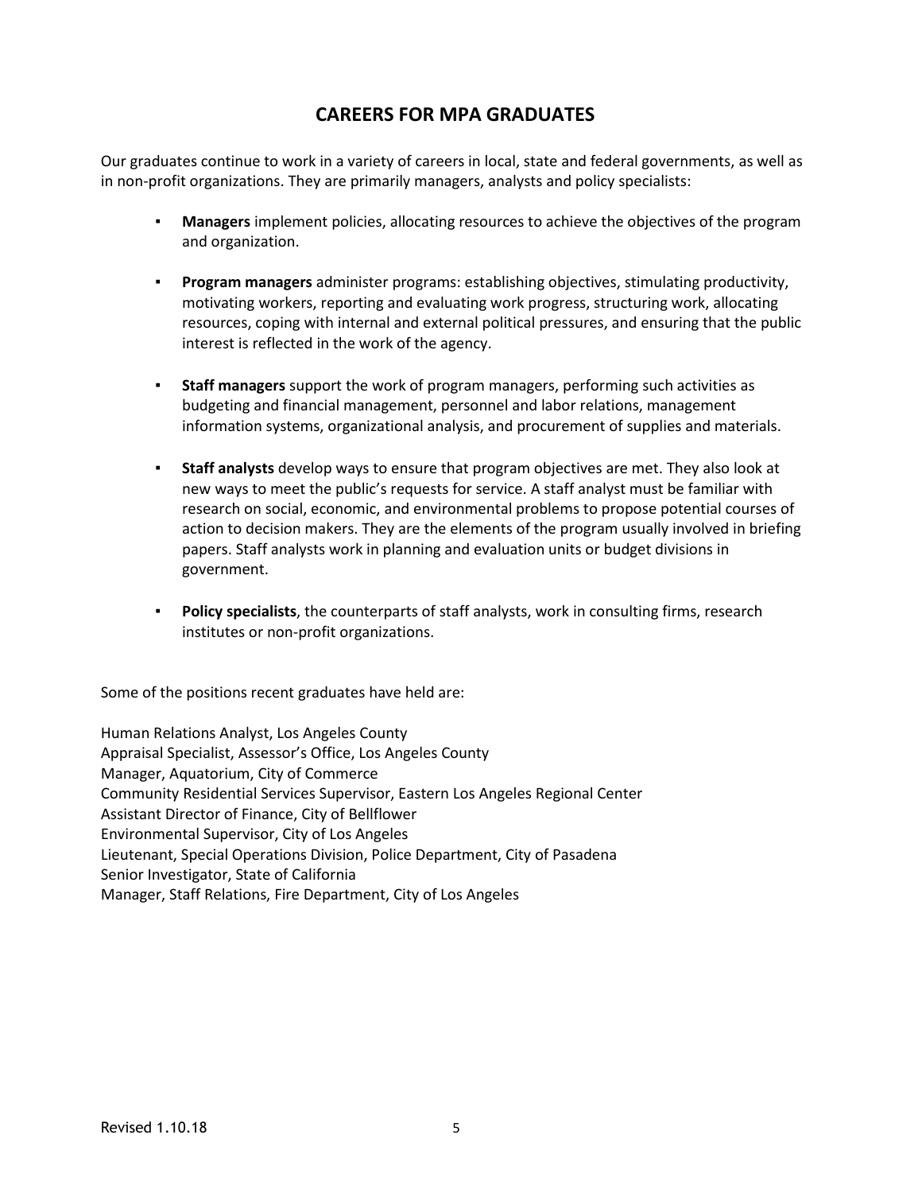# CAREERS FOR MPA GRADUATES

Our graduates continue to work in a variety of careers in local, state and federal governments, as well as in non-profit organizations. They are primarily managers, analysts and policy specialists:

- **Managers** implement policies, allocating resources to achieve the objectives of the program and organization.
- **Program managers** administer programs: establishing objectives, stimulating productivity, motivating workers, reporting and evaluating work progress, structuring work, allocating resources, coping with internal and external political pressures, and ensuring that the public interest is reflected in the work of the agency.
- **Staff managers** support the work of program managers, performing such activities as budgeting and financial management, personnel and labor relations, management information systems, organizational analysis, and procurement of supplies and materials.
- **Staff analysts** develop ways to ensure that program objectives are met. They also look at new ways to meet the public's requests for service. A staff analyst must be familiar with research on social, economic, and environmental problems to propose potential courses of action to decision makers. They are the elements of the program usually involved in briefing papers. Staff analysts work in planning and evaluation units or budget divisions in government.
- **Policy specialists**, the counterparts of staff analysts, work in consulting firms, research institutes or non-profit organizations.

Some of the positions recent graduates have held are:

Human Relations Analyst, Los Angeles County
Appraisal Specialist, Assessor's Office, Los Angeles County
Manager, Aquatorium, City of Commerce
Community Residential Services Supervisor, Eastern Los Angeles Regional Center
Assistant Director of Finance, City of Bellflower
Environmental Supervisor, City of Los Angeles
Lieutenant, Special Operations Division, Police Department, City of Pasadena
Senior Investigator, State of California
Manager, Staff Relations, Fire Department, City of Los Angeles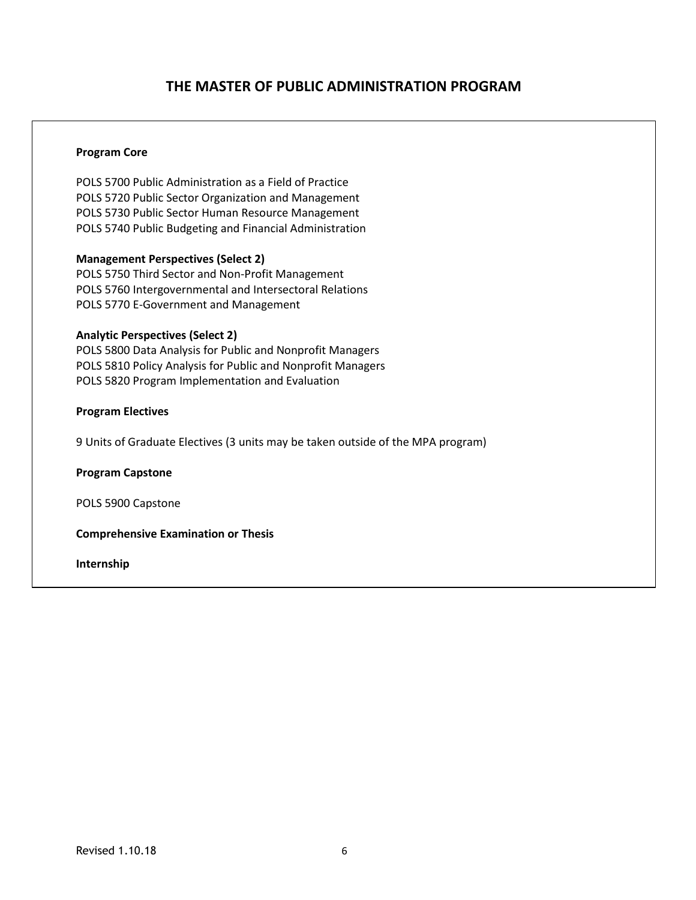# THE MASTER OF PUBLIC ADMINISTRATION PROGRAM

**Program Core**

POLS 5700 Public Administration as a Field of Practice
POLS 5720 Public Sector Organization and Management
POLS 5730 Public Sector Human Resource Management
POLS 5740 Public Budgeting and Financial Administration

**Management Perspectives (Select 2)**
POLS 5750 Third Sector and Non-Profit Management
POLS 5760 Intergovernmental and Intersectoral Relations
POLS 5770 E-Government and Management

**Analytic Perspectives (Select 2)**
POLS 5800 Data Analysis for Public and Nonprofit Managers
POLS 5810 Policy Analysis for Public and Nonprofit Managers
POLS 5820 Program Implementation and Evaluation

**Program Electives**

9 Units of Graduate Electives (3 units may be taken outside of the MPA program)

**Program Capstone**

POLS 5900 Capstone

**Comprehensive Examination or Thesis**

**Internship**

Revised 1.10.18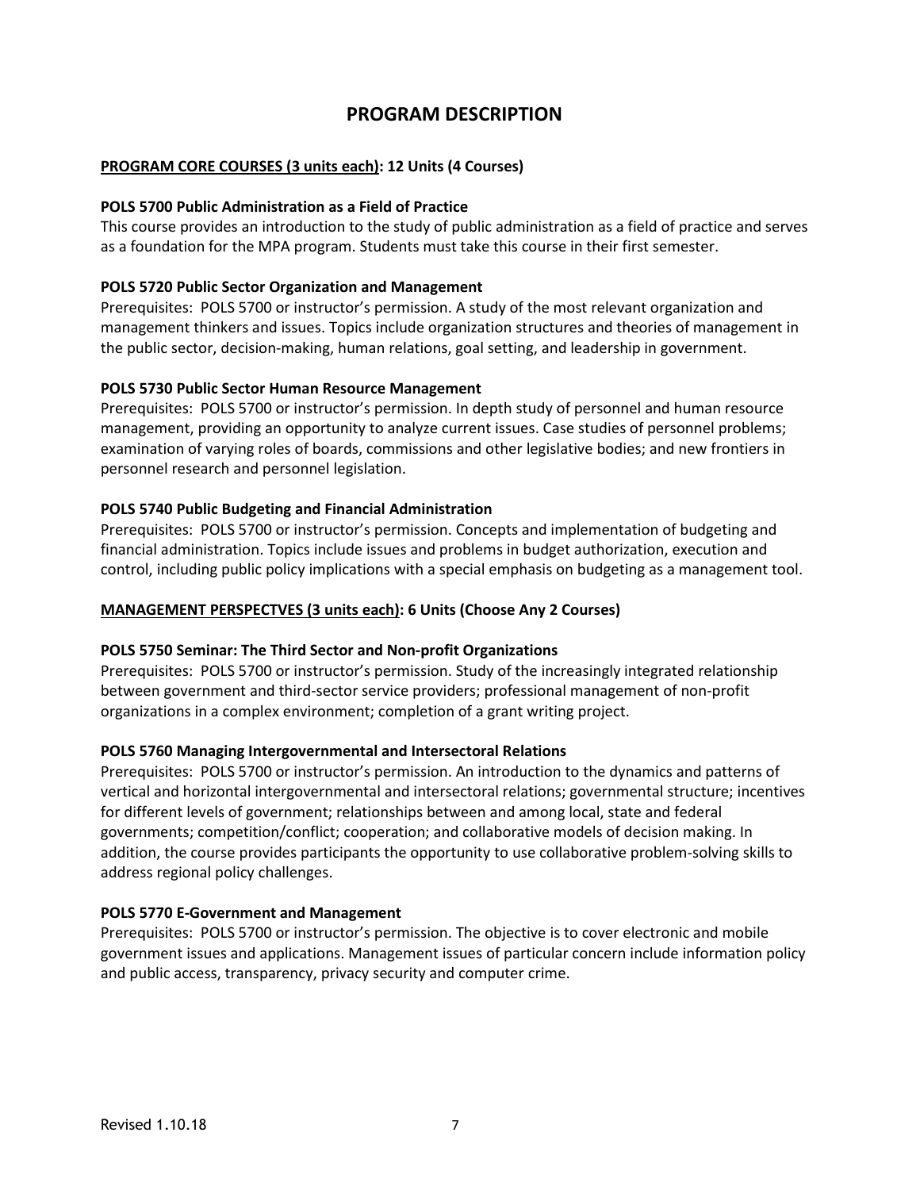# PROGRAM DESCRIPTION

**PROGRAM CORE COURSES (3 units each): 12 Units (4 Courses)**

**POLS 5700 Public Administration as a Field of Practice**

This course provides an introduction to the study of public administration as a field of practice and serves as a foundation for the MPA program. Students must take this course in their first semester.

**POLS 5720 Public Sector Organization and Management**

Prerequisites: POLS 5700 or instructor's permission. A study of the most relevant organization and management thinkers and issues. Topics include organization structures and theories of management in the public sector, decision-making, human relations, goal setting, and leadership in government.

**POLS 5730 Public Sector Human Resource Management**

Prerequisites: POLS 5700 or instructor's permission. In depth study of personnel and human resource management, providing an opportunity to analyze current issues. Case studies of personnel problems; examination of varying roles of boards, commissions and other legislative bodies; and new frontiers in personnel research and personnel legislation.

**POLS 5740 Public Budgeting and Financial Administration**

Prerequisites: POLS 5700 or instructor's permission. Concepts and implementation of budgeting and financial administration. Topics include issues and problems in budget authorization, execution and control, including public policy implications with a special emphasis on budgeting as a management tool.

**MANAGEMENT PERSPECTVES (3 units each): 6 Units (Choose Any 2 Courses)**

**POLS 5750 Seminar: The Third Sector and Non-profit Organizations**

Prerequisites: POLS 5700 or instructor's permission. Study of the increasingly integrated relationship between government and third-sector service providers; professional management of non-profit organizations in a complex environment; completion of a grant writing project.

**POLS 5760 Managing Intergovernmental and Intersectoral Relations**

Prerequisites: POLS 5700 or instructor's permission. An introduction to the dynamics and patterns of vertical and horizontal intergovernmental and intersectoral relations; governmental structure; incentives for different levels of government; relationships between and among local, state and federal governments; competition/conflict; cooperation; and collaborative models of decision making. In addition, the course provides participants the opportunity to use collaborative problem-solving skills to address regional policy challenges.

**POLS 5770 E-Government and Management**

Prerequisites: POLS 5700 or instructor's permission. The objective is to cover electronic and mobile government issues and applications. Management issues of particular concern include information policy and public access, transparency, privacy security and computer crime.

Revised 1.10.18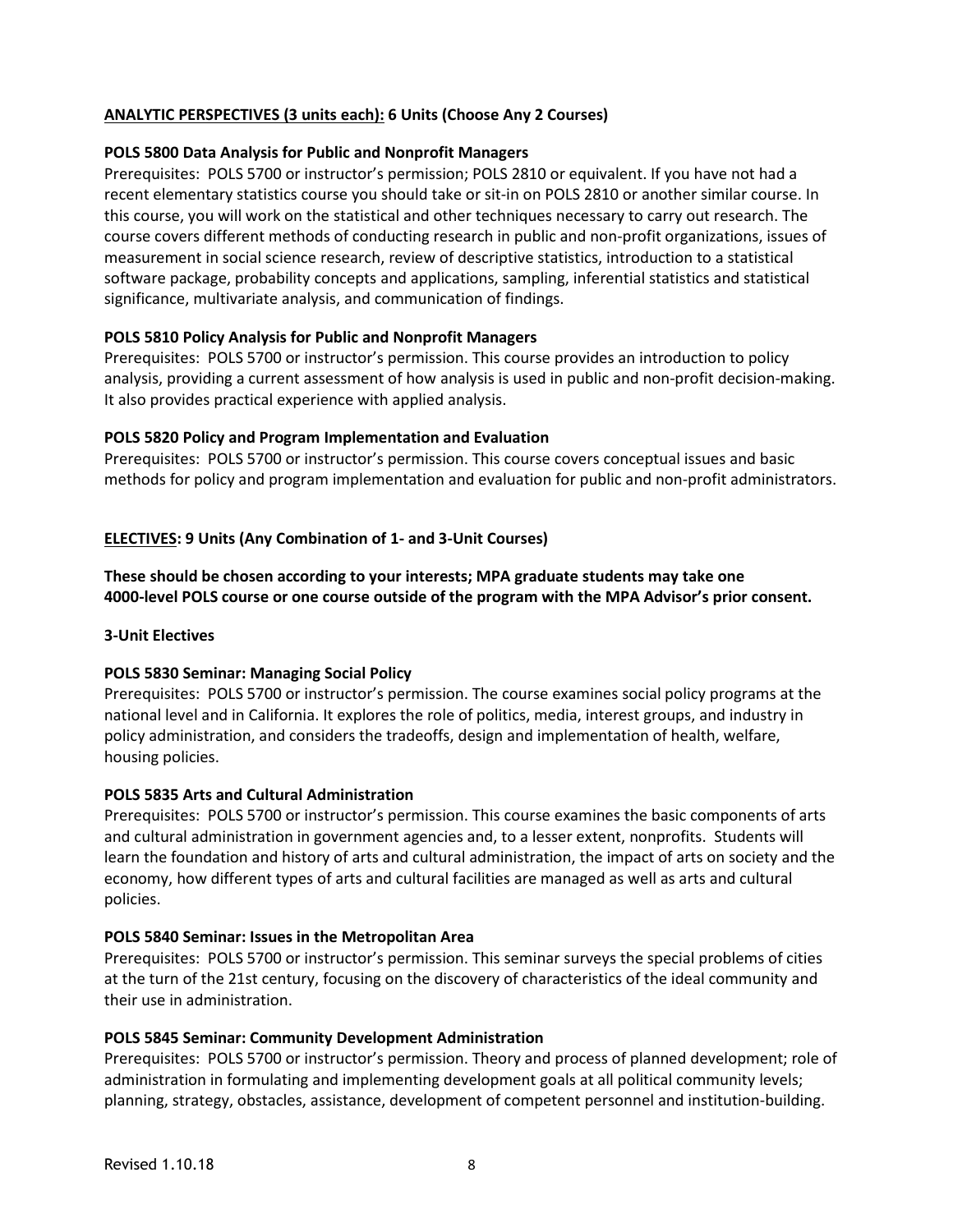**<u>ANALYTIC PERSPECTIVES (3 units each):</u> 6 Units (Choose Any 2 Courses)**

**POLS 5800 Data Analysis for Public and Nonprofit Managers**

Prerequisites: POLS 5700 or instructor's permission; POLS 2810 or equivalent. If you have not had a recent elementary statistics course you should take or sit-in on POLS 2810 or another similar course. In this course, you will work on the statistical and other techniques necessary to carry out research. The course covers different methods of conducting research in public and non-profit organizations, issues of measurement in social science research, review of descriptive statistics, introduction to a statistical software package, probability concepts and applications, sampling, inferential statistics and statistical significance, multivariate analysis, and communication of findings.

**POLS 5810 Policy Analysis for Public and Nonprofit Managers**

Prerequisites: POLS 5700 or instructor's permission. This course provides an introduction to policy analysis, providing a current assessment of how analysis is used in public and non-profit decision-making. It also provides practical experience with applied analysis.

**POLS 5820 Policy and Program Implementation and Evaluation**

Prerequisites: POLS 5700 or instructor's permission. This course covers conceptual issues and basic methods for policy and program implementation and evaluation for public and non-profit administrators.

**<u>ELECTIVES</u>: 9 Units (Any Combination of 1- and 3-Unit Courses)**

**These should be chosen according to your interests; MPA graduate students may take one 4000-level POLS course or one course outside of the program with the MPA Advisor's prior consent.**

**3-Unit Electives**

**POLS 5830 Seminar: Managing Social Policy**

Prerequisites: POLS 5700 or instructor's permission. The course examines social policy programs at the national level and in California. It explores the role of politics, media, interest groups, and industry in policy administration, and considers the tradeoffs, design and implementation of health, welfare, housing policies.

**POLS 5835 Arts and Cultural Administration**

Prerequisites: POLS 5700 or instructor's permission. This course examines the basic components of arts and cultural administration in government agencies and, to a lesser extent, nonprofits. Students will learn the foundation and history of arts and cultural administration, the impact of arts on society and the economy, how different types of arts and cultural facilities are managed as well as arts and cultural policies.

**POLS 5840 Seminar: Issues in the Metropolitan Area**

Prerequisites: POLS 5700 or instructor's permission. This seminar surveys the special problems of cities at the turn of the 21st century, focusing on the discovery of characteristics of the ideal community and their use in administration.

**POLS 5845 Seminar: Community Development Administration**

Prerequisites: POLS 5700 or instructor's permission. Theory and process of planned development; role of administration in formulating and implementing development goals at all political community levels; planning, strategy, obstacles, assistance, development of competent personnel and institution-building.

Revised 1.10.18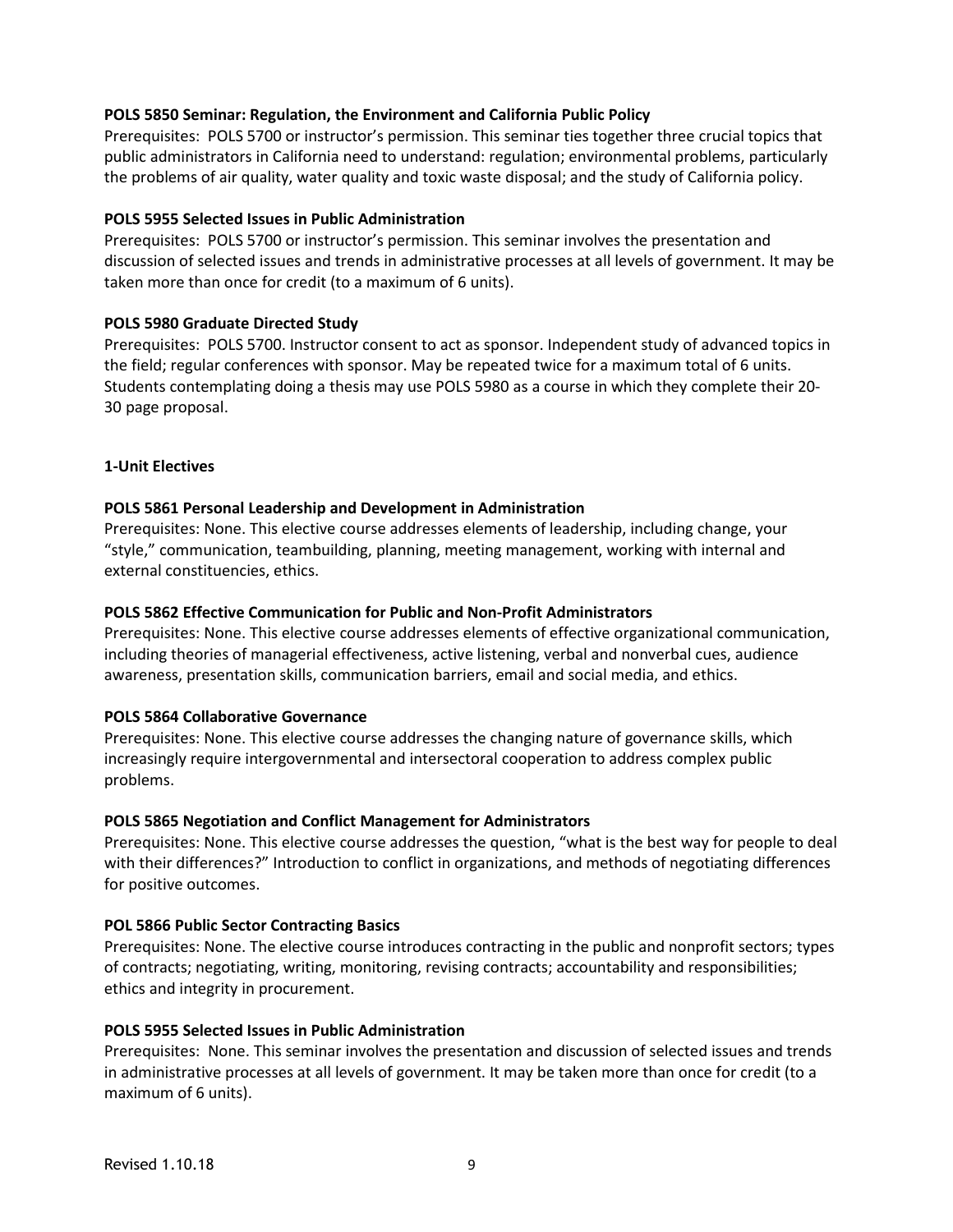**POLS 5850 Seminar: Regulation, the Environment and California Public Policy**

Prerequisites: POLS 5700 or instructor's permission. This seminar ties together three crucial topics that public administrators in California need to understand: regulation; environmental problems, particularly the problems of air quality, water quality and toxic waste disposal; and the study of California policy.

**POLS 5955 Selected Issues in Public Administration**

Prerequisites: POLS 5700 or instructor's permission. This seminar involves the presentation and discussion of selected issues and trends in administrative processes at all levels of government. It may be taken more than once for credit (to a maximum of 6 units).

**POLS 5980 Graduate Directed Study**

Prerequisites: POLS 5700. Instructor consent to act as sponsor. Independent study of advanced topics in the field; regular conferences with sponsor. May be repeated twice for a maximum total of 6 units. Students contemplating doing a thesis may use POLS 5980 as a course in which they complete their 20-30 page proposal.

**1-Unit Electives**

**POLS 5861 Personal Leadership and Development in Administration**

Prerequisites: None. This elective course addresses elements of leadership, including change, your "style," communication, teambuilding, planning, meeting management, working with internal and external constituencies, ethics.

**POLS 5862 Effective Communication for Public and Non-Profit Administrators**

Prerequisites: None. This elective course addresses elements of effective organizational communication, including theories of managerial effectiveness, active listening, verbal and nonverbal cues, audience awareness, presentation skills, communication barriers, email and social media, and ethics.

**POLS 5864 Collaborative Governance**

Prerequisites: None. This elective course addresses the changing nature of governance skills, which increasingly require intergovernmental and intersectoral cooperation to address complex public problems.

**POLS 5865 Negotiation and Conflict Management for Administrators**

Prerequisites: None. This elective course addresses the question, "what is the best way for people to deal with their differences?" Introduction to conflict in organizations, and methods of negotiating differences for positive outcomes.

**POL 5866 Public Sector Contracting Basics**

Prerequisites: None. The elective course introduces contracting in the public and nonprofit sectors; types of contracts; negotiating, writing, monitoring, revising contracts; accountability and responsibilities; ethics and integrity in procurement.

**POLS 5955 Selected Issues in Public Administration**

Prerequisites: None. This seminar involves the presentation and discussion of selected issues and trends in administrative processes at all levels of government. It may be taken more than once for credit (to a maximum of 6 units).

Revised 1.10.18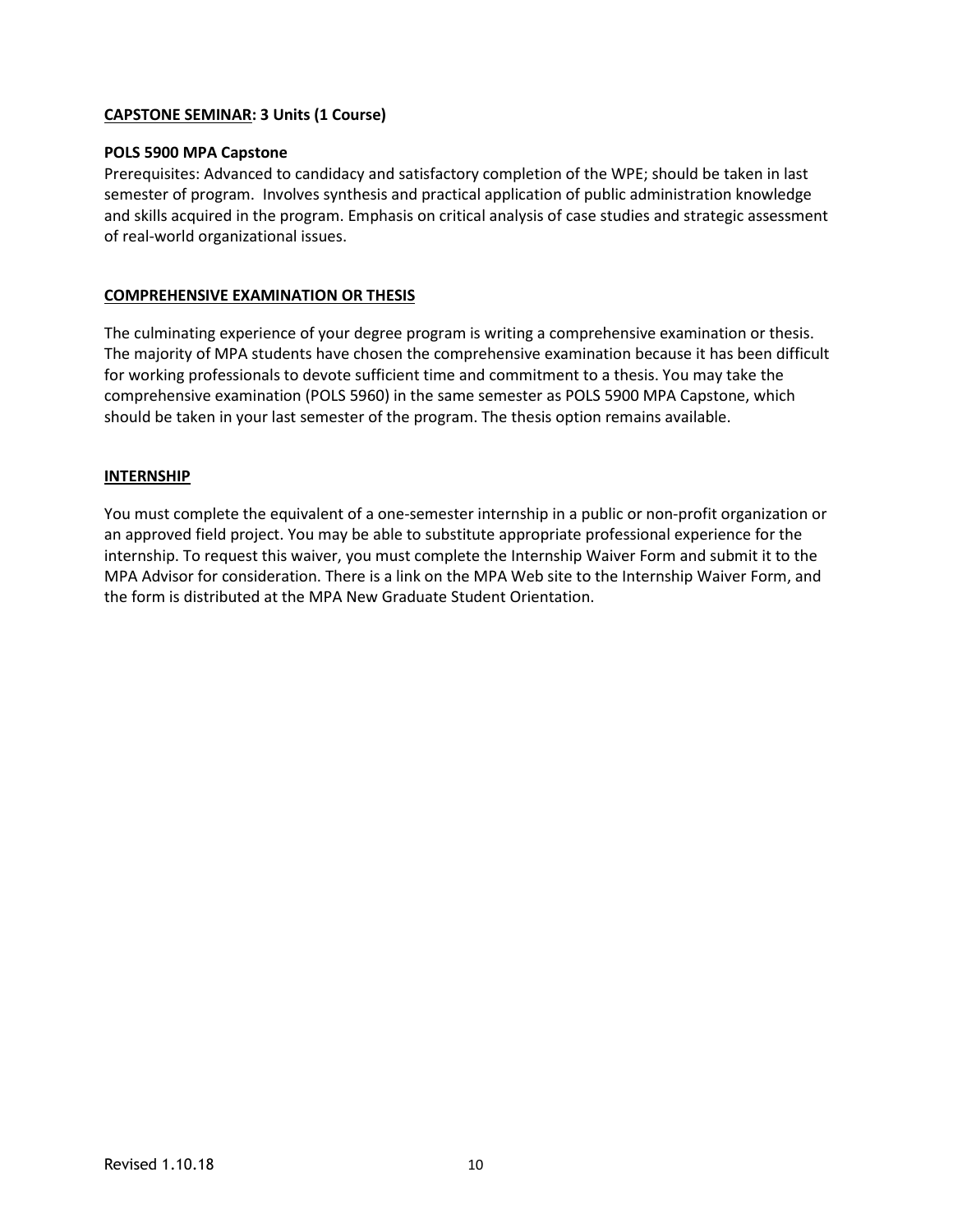## CAPSTONE SEMINAR: 3 Units (1 Course)

**POLS 5900 MPA Capstone**

Prerequisites: Advanced to candidacy and satisfactory completion of the WPE; should be taken in last semester of program. Involves synthesis and practical application of public administration knowledge and skills acquired in the program. Emphasis on critical analysis of case studies and strategic assessment of real-world organizational issues.

## COMPREHENSIVE EXAMINATION OR THESIS

The culminating experience of your degree program is writing a comprehensive examination or thesis. The majority of MPA students have chosen the comprehensive examination because it has been difficult for working professionals to devote sufficient time and commitment to a thesis. You may take the comprehensive examination (POLS 5960) in the same semester as POLS 5900 MPA Capstone, which should be taken in your last semester of the program. The thesis option remains available.

## INTERNSHIP

You must complete the equivalent of a one-semester internship in a public or non-profit organization or an approved field project. You may be able to substitute appropriate professional experience for the internship. To request this waiver, you must complete the Internship Waiver Form and submit it to the MPA Advisor for consideration. There is a link on the MPA Web site to the Internship Waiver Form, and the form is distributed at the MPA New Graduate Student Orientation.

Revised 1.10.18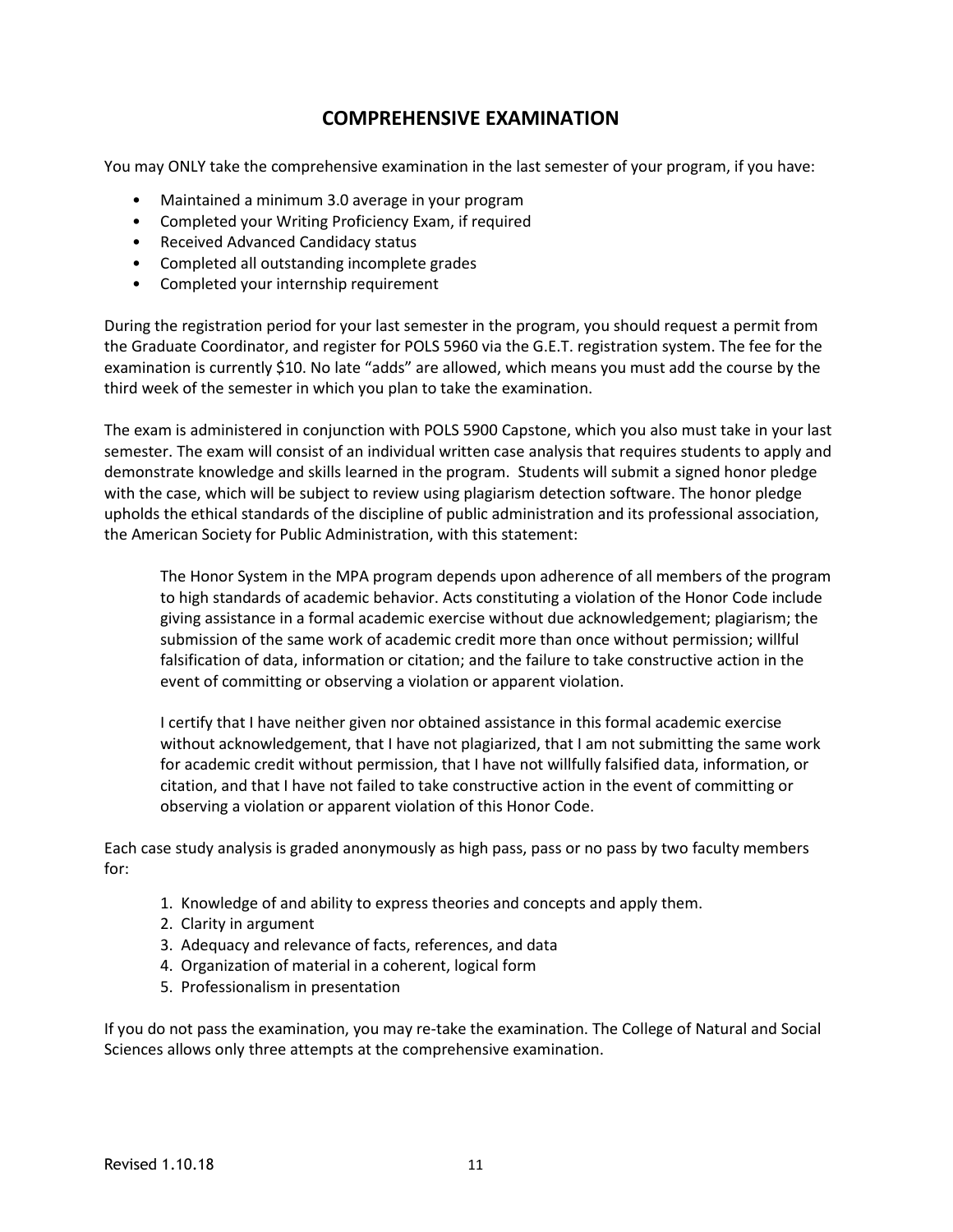## COMPREHENSIVE EXAMINATION

You may ONLY take the comprehensive examination in the last semester of your program, if you have:

- Maintained a minimum 3.0 average in your program
- Completed your Writing Proficiency Exam, if required
- Received Advanced Candidacy status
- Completed all outstanding incomplete grades
- Completed your internship requirement

During the registration period for your last semester in the program, you should request a permit from the Graduate Coordinator, and register for POLS 5960 via the G.E.T. registration system. The fee for the examination is currently $10. No late "adds" are allowed, which means you must add the course by the third week of the semester in which you plan to take the examination.

The exam is administered in conjunction with POLS 5900 Capstone, which you also must take in your last semester. The exam will consist of an individual written case analysis that requires students to apply and demonstrate knowledge and skills learned in the program. Students will submit a signed honor pledge with the case, which will be subject to review using plagiarism detection software. The honor pledge upholds the ethical standards of the discipline of public administration and its professional association, the American Society for Public Administration, with this statement:

> The Honor System in the MPA program depends upon adherence of all members of the program to high standards of academic behavior. Acts constituting a violation of the Honor Code include giving assistance in a formal academic exercise without due acknowledgement; plagiarism; the submission of the same work of academic credit more than once without permission; willful falsification of data, information or citation; and the failure to take constructive action in the event of committing or observing a violation or apparent violation.
>
> I certify that I have neither given nor obtained assistance in this formal academic exercise without acknowledgement, that I have not plagiarized, that I am not submitting the same work for academic credit without permission, that I have not willfully falsified data, information, or citation, and that I have not failed to take constructive action in the event of committing or observing a violation or apparent violation of this Honor Code.

Each case study analysis is graded anonymously as high pass, pass or no pass by two faculty members for:

1. Knowledge of and ability to express theories and concepts and apply them.
2. Clarity in argument
3. Adequacy and relevance of facts, references, and data
4. Organization of material in a coherent, logical form
5. Professionalism in presentation

If you do not pass the examination, you may re-take the examination. The College of Natural and Social Sciences allows only three attempts at the comprehensive examination.

Revised 1.10.18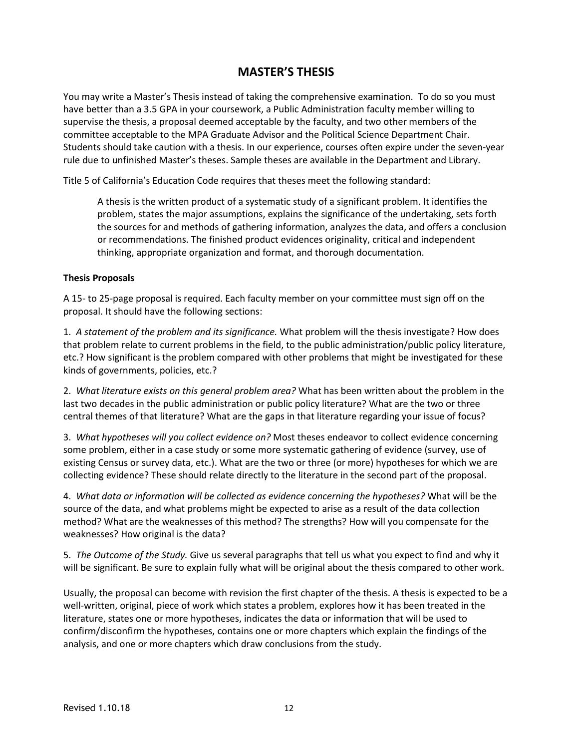# MASTER'S THESIS

You may write a Master's Thesis instead of taking the comprehensive examination. To do so you must have better than a 3.5 GPA in your coursework, a Public Administration faculty member willing to supervise the thesis, a proposal deemed acceptable by the faculty, and two other members of the committee acceptable to the MPA Graduate Advisor and the Political Science Department Chair. Students should take caution with a thesis. In our experience, courses often expire under the seven-year rule due to unfinished Master's theses. Sample theses are available in the Department and Library.

Title 5 of California's Education Code requires that theses meet the following standard:

> A thesis is the written product of a systematic study of a significant problem. It identifies the problem, states the major assumptions, explains the significance of the undertaking, sets forth the sources for and methods of gathering information, analyzes the data, and offers a conclusion or recommendations. The finished product evidences originality, critical and independent thinking, appropriate organization and format, and thorough documentation.

**Thesis Proposals**

A 15- to 25-page proposal is required. Each faculty member on your committee must sign off on the proposal. It should have the following sections:

1. *A statement of the problem and its significance.* What problem will the thesis investigate? How does that problem relate to current problems in the field, to the public administration/public policy literature, etc.? How significant is the problem compared with other problems that might be investigated for these kinds of governments, policies, etc.?

2. *What literature exists on this general problem area?* What has been written about the problem in the last two decades in the public administration or public policy literature? What are the two or three central themes of that literature? What are the gaps in that literature regarding your issue of focus?

3. *What hypotheses will you collect evidence on?* Most theses endeavor to collect evidence concerning some problem, either in a case study or some more systematic gathering of evidence (survey, use of existing Census or survey data, etc.). What are the two or three (or more) hypotheses for which we are collecting evidence? These should relate directly to the literature in the second part of the proposal.

4. *What data or information will be collected as evidence concerning the hypotheses?* What will be the source of the data, and what problems might be expected to arise as a result of the data collection method? What are the weaknesses of this method? The strengths? How will you compensate for the weaknesses? How original is the data?

5. *The Outcome of the Study.* Give us several paragraphs that tell us what you expect to find and why it will be significant. Be sure to explain fully what will be original about the thesis compared to other work.

Usually, the proposal can become with revision the first chapter of the thesis. A thesis is expected to be a well-written, original, piece of work which states a problem, explores how it has been treated in the literature, states one or more hypotheses, indicates the data or information that will be used to confirm/disconfirm the hypotheses, contains one or more chapters which explain the findings of the analysis, and one or more chapters which draw conclusions from the study.

Revised 1.10.18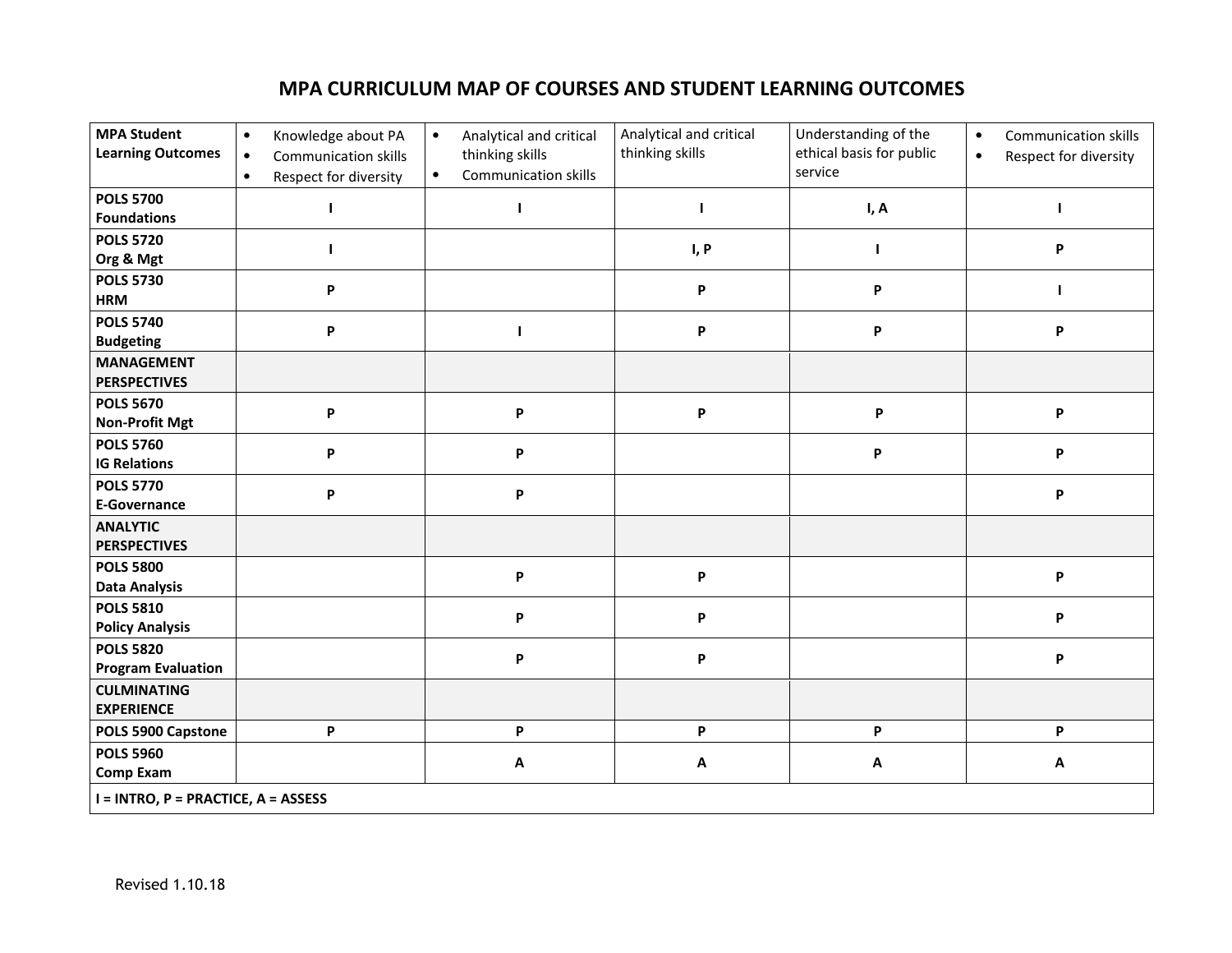# MPA CURRICULUM MAP OF COURSES AND STUDENT LEARNING OUTCOMES

| MPA Student Learning Outcomes | • Knowledge about PA<br>• Communication skills<br>• Respect for diversity | • Analytical and critical thinking skills<br>• Communication skills | Analytical and critical thinking skills | Understanding of the ethical basis for public service | • Communication skills<br>• Respect for diversity |
|---|---|---|---|---|---|
| **POLS 5700 Foundations** | **I** | **I** | **I** | **I, A** | **I** |
| **POLS 5720 Org & Mgt** | **I** | | **I, P** | **I** | **P** |
| **POLS 5730 HRM** | **P** | | **P** | **P** | **I** |
| **POLS 5740 Budgeting** | **P** | **I** | **P** | **P** | **P** |
| **MANAGEMENT PERSPECTIVES** | | | | | |
| **POLS 5670 Non-Profit Mgt** | **P** | **P** | **P** | **P** | **P** |
| **POLS 5760 IG Relations** | **P** | **P** | | **P** | **P** |
| **POLS 5770 E-Governance** | **P** | **P** | | | **P** |
| **ANALYTIC PERSPECTIVES** | | | | | |
| **POLS 5800 Data Analysis** | | **P** | **P** | | **P** |
| **POLS 5810 Policy Analysis** | | **P** | **P** | | **P** |
| **POLS 5820 Program Evaluation** | | **P** | **P** | | **P** |
| **CULMINATING EXPERIENCE** | | | | | |
| **POLS 5900 Capstone** | **P** | **P** | **P** | **P** | **P** |
| **POLS 5960 Comp Exam** | | **A** | **A** | **A** | **A** |
| **I = INTRO, P = PRACTICE, A = ASSESS** | | | | | |

Revised 1.10.18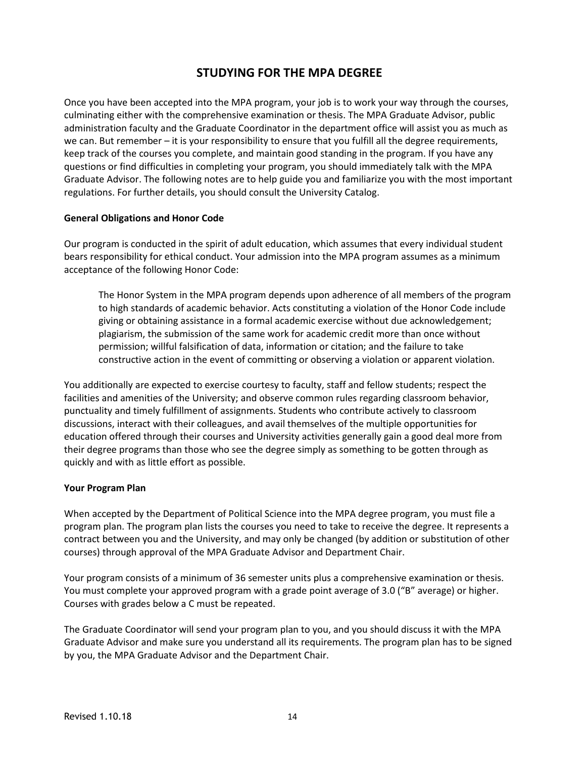# STUDYING FOR THE MPA DEGREE

Once you have been accepted into the MPA program, your job is to work your way through the courses, culminating either with the comprehensive examination or thesis. The MPA Graduate Advisor, public administration faculty and the Graduate Coordinator in the department office will assist you as much as we can. But remember – it is your responsibility to ensure that you fulfill all the degree requirements, keep track of the courses you complete, and maintain good standing in the program. If you have any questions or find difficulties in completing your program, you should immediately talk with the MPA Graduate Advisor. The following notes are to help guide you and familiarize you with the most important regulations. For further details, you should consult the University Catalog.

**General Obligations and Honor Code**

Our program is conducted in the spirit of adult education, which assumes that every individual student bears responsibility for ethical conduct. Your admission into the MPA program assumes as a minimum acceptance of the following Honor Code:

> The Honor System in the MPA program depends upon adherence of all members of the program to high standards of academic behavior. Acts constituting a violation of the Honor Code include giving or obtaining assistance in a formal academic exercise without due acknowledgement; plagiarism, the submission of the same work for academic credit more than once without permission; willful falsification of data, information or citation; and the failure to take constructive action in the event of committing or observing a violation or apparent violation.

You additionally are expected to exercise courtesy to faculty, staff and fellow students; respect the facilities and amenities of the University; and observe common rules regarding classroom behavior, punctuality and timely fulfillment of assignments. Students who contribute actively to classroom discussions, interact with their colleagues, and avail themselves of the multiple opportunities for education offered through their courses and University activities generally gain a good deal more from their degree programs than those who see the degree simply as something to be gotten through as quickly and with as little effort as possible.

**Your Program Plan**

When accepted by the Department of Political Science into the MPA degree program, you must file a program plan. The program plan lists the courses you need to take to receive the degree. It represents a contract between you and the University, and may only be changed (by addition or substitution of other courses) through approval of the MPA Graduate Advisor and Department Chair.

Your program consists of a minimum of 36 semester units plus a comprehensive examination or thesis. You must complete your approved program with a grade point average of 3.0 ("B" average) or higher. Courses with grades below a C must be repeated.

The Graduate Coordinator will send your program plan to you, and you should discuss it with the MPA Graduate Advisor and make sure you understand all its requirements. The program plan has to be signed by you, the MPA Graduate Advisor and the Department Chair.

Revised 1.10.18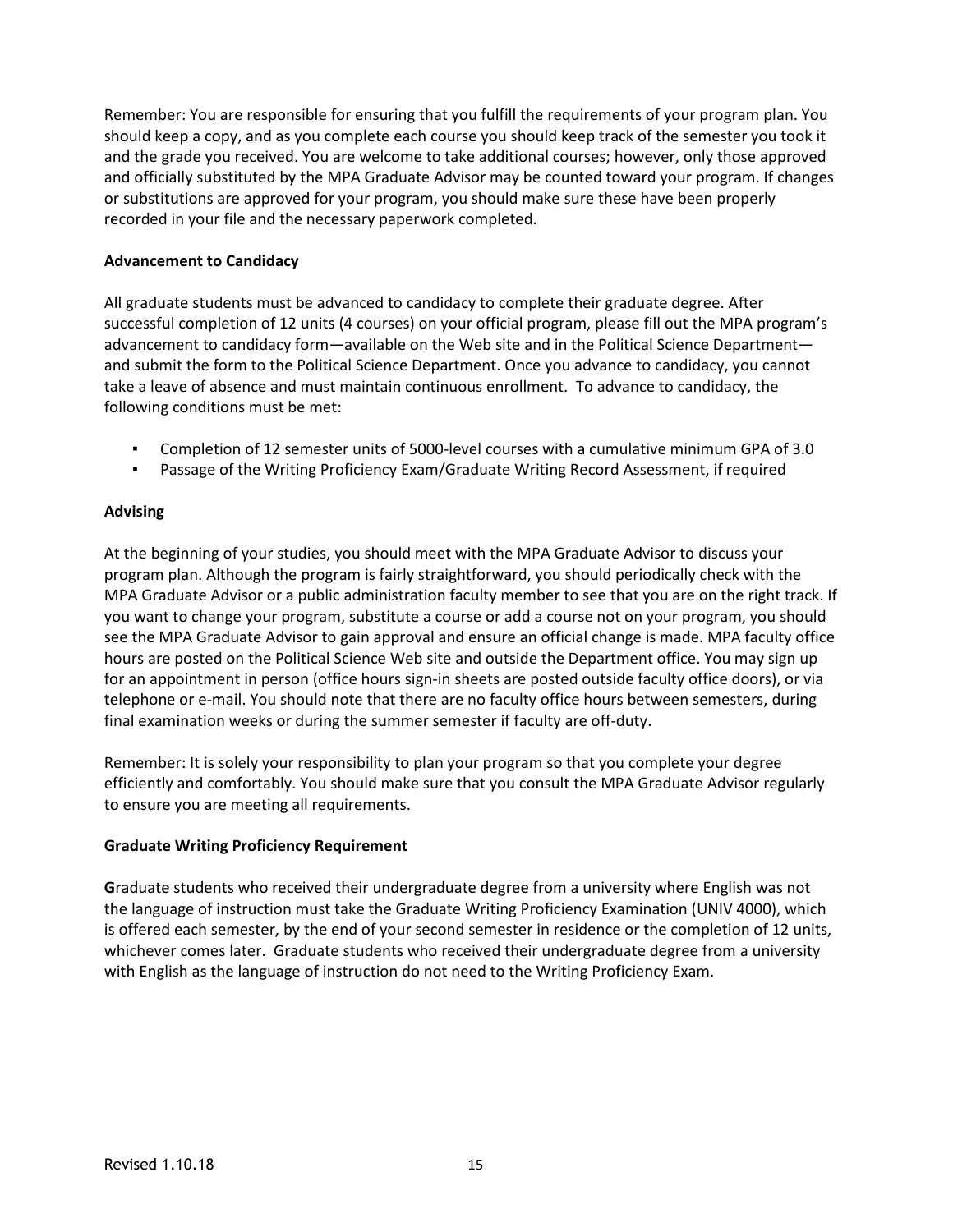Remember: You are responsible for ensuring that you fulfill the requirements of your program plan. You should keep a copy, and as you complete each course you should keep track of the semester you took it and the grade you received. You are welcome to take additional courses; however, only those approved and officially substituted by the MPA Graduate Advisor may be counted toward your program. If changes or substitutions are approved for your program, you should make sure these have been properly recorded in your file and the necessary paperwork completed.

**Advancement to Candidacy**

All graduate students must be advanced to candidacy to complete their graduate degree. After successful completion of 12 units (4 courses) on your official program, please fill out the MPA program's advancement to candidacy form—available on the Web site and in the Political Science Department—and submit the form to the Political Science Department. Once you advance to candidacy, you cannot take a leave of absence and must maintain continuous enrollment. To advance to candidacy, the following conditions must be met:

- Completion of 12 semester units of 5000-level courses with a cumulative minimum GPA of 3.0
- Passage of the Writing Proficiency Exam/Graduate Writing Record Assessment, if required

**Advising**

At the beginning of your studies, you should meet with the MPA Graduate Advisor to discuss your program plan. Although the program is fairly straightforward, you should periodically check with the MPA Graduate Advisor or a public administration faculty member to see that you are on the right track. If you want to change your program, substitute a course or add a course not on your program, you should see the MPA Graduate Advisor to gain approval and ensure an official change is made. MPA faculty office hours are posted on the Political Science Web site and outside the Department office. You may sign up for an appointment in person (office hours sign-in sheets are posted outside faculty office doors), or via telephone or e-mail. You should note that there are no faculty office hours between semesters, during final examination weeks or during the summer semester if faculty are off-duty.

Remember: It is solely your responsibility to plan your program so that you complete your degree efficiently and comfortably. You should make sure that you consult the MPA Graduate Advisor regularly to ensure you are meeting all requirements.

**Graduate Writing Proficiency Requirement**

**G**raduate students who received their undergraduate degree from a university where English was not the language of instruction must take the Graduate Writing Proficiency Examination (UNIV 4000), which is offered each semester, by the end of your second semester in residence or the completion of 12 units, whichever comes later. Graduate students who received their undergraduate degree from a university with English as the language of instruction do not need to the Writing Proficiency Exam.

Revised 1.10.18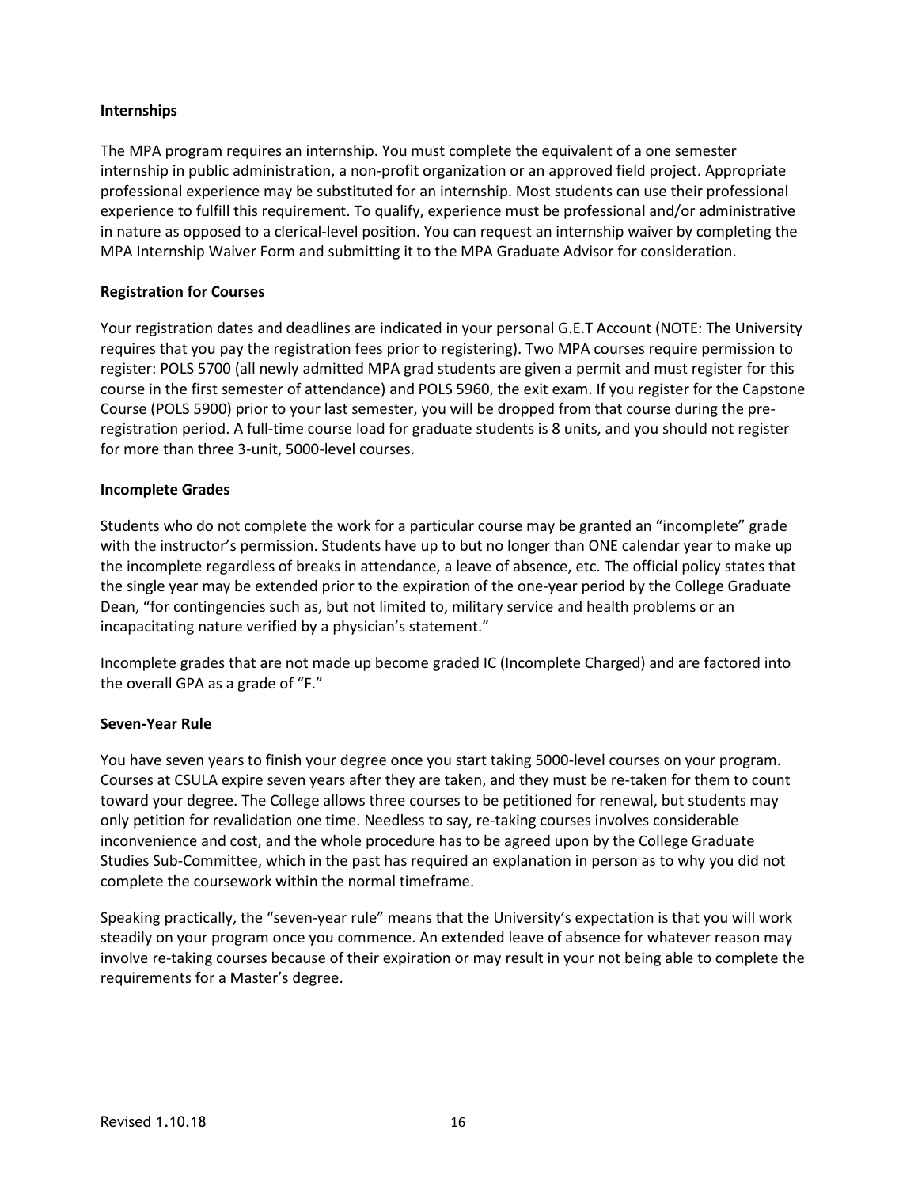**Internships**

The MPA program requires an internship. You must complete the equivalent of a one semester internship in public administration, a non-profit organization or an approved field project. Appropriate professional experience may be substituted for an internship. Most students can use their professional experience to fulfill this requirement. To qualify, experience must be professional and/or administrative in nature as opposed to a clerical-level position. You can request an internship waiver by completing the MPA Internship Waiver Form and submitting it to the MPA Graduate Advisor for consideration.

**Registration for Courses**

Your registration dates and deadlines are indicated in your personal G.E.T Account (NOTE: The University requires that you pay the registration fees prior to registering). Two MPA courses require permission to register: POLS 5700 (all newly admitted MPA grad students are given a permit and must register for this course in the first semester of attendance) and POLS 5960, the exit exam. If you register for the Capstone Course (POLS 5900) prior to your last semester, you will be dropped from that course during the pre-registration period. A full-time course load for graduate students is 8 units, and you should not register for more than three 3-unit, 5000-level courses.

**Incomplete Grades**

Students who do not complete the work for a particular course may be granted an "incomplete" grade with the instructor's permission. Students have up to but no longer than ONE calendar year to make up the incomplete regardless of breaks in attendance, a leave of absence, etc. The official policy states that the single year may be extended prior to the expiration of the one-year period by the College Graduate Dean, "for contingencies such as, but not limited to, military service and health problems or an incapacitating nature verified by a physician's statement."

Incomplete grades that are not made up become graded IC (Incomplete Charged) and are factored into the overall GPA as a grade of "F."

**Seven-Year Rule**

You have seven years to finish your degree once you start taking 5000-level courses on your program. Courses at CSULA expire seven years after they are taken, and they must be re-taken for them to count toward your degree. The College allows three courses to be petitioned for renewal, but students may only petition for revalidation one time. Needless to say, re-taking courses involves considerable inconvenience and cost, and the whole procedure has to be agreed upon by the College Graduate Studies Sub-Committee, which in the past has required an explanation in person as to why you did not complete the coursework within the normal timeframe.

Speaking practically, the "seven-year rule" means that the University's expectation is that you will work steadily on your program once you commence. An extended leave of absence for whatever reason may involve re-taking courses because of their expiration or may result in your not being able to complete the requirements for a Master's degree.

Revised 1.10.18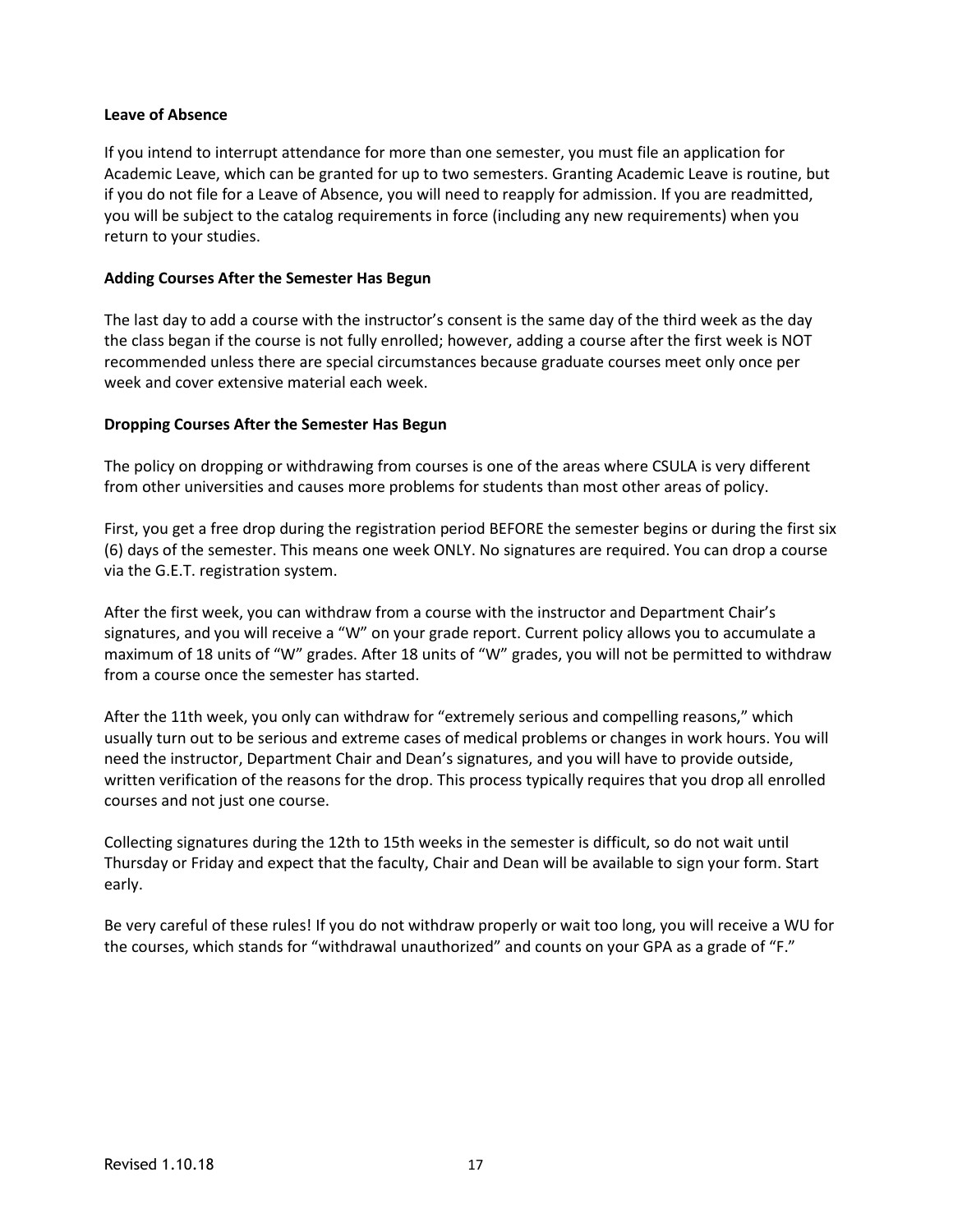**Leave of Absence**

If you intend to interrupt attendance for more than one semester, you must file an application for Academic Leave, which can be granted for up to two semesters. Granting Academic Leave is routine, but if you do not file for a Leave of Absence, you will need to reapply for admission. If you are readmitted, you will be subject to the catalog requirements in force (including any new requirements) when you return to your studies.

**Adding Courses After the Semester Has Begun**

The last day to add a course with the instructor's consent is the same day of the third week as the day the class began if the course is not fully enrolled; however, adding a course after the first week is NOT recommended unless there are special circumstances because graduate courses meet only once per week and cover extensive material each week.

**Dropping Courses After the Semester Has Begun**

The policy on dropping or withdrawing from courses is one of the areas where CSULA is very different from other universities and causes more problems for students than most other areas of policy.

First, you get a free drop during the registration period BEFORE the semester begins or during the first six (6) days of the semester. This means one week ONLY. No signatures are required. You can drop a course via the G.E.T. registration system.

After the first week, you can withdraw from a course with the instructor and Department Chair's signatures, and you will receive a "W" on your grade report. Current policy allows you to accumulate a maximum of 18 units of "W" grades. After 18 units of "W" grades, you will not be permitted to withdraw from a course once the semester has started.

After the 11th week, you only can withdraw for "extremely serious and compelling reasons," which usually turn out to be serious and extreme cases of medical problems or changes in work hours. You will need the instructor, Department Chair and Dean's signatures, and you will have to provide outside, written verification of the reasons for the drop. This process typically requires that you drop all enrolled courses and not just one course.

Collecting signatures during the 12th to 15th weeks in the semester is difficult, so do not wait until Thursday or Friday and expect that the faculty, Chair and Dean will be available to sign your form. Start early.

Be very careful of these rules! If you do not withdraw properly or wait too long, you will receive a WU for the courses, which stands for "withdrawal unauthorized" and counts on your GPA as a grade of "F."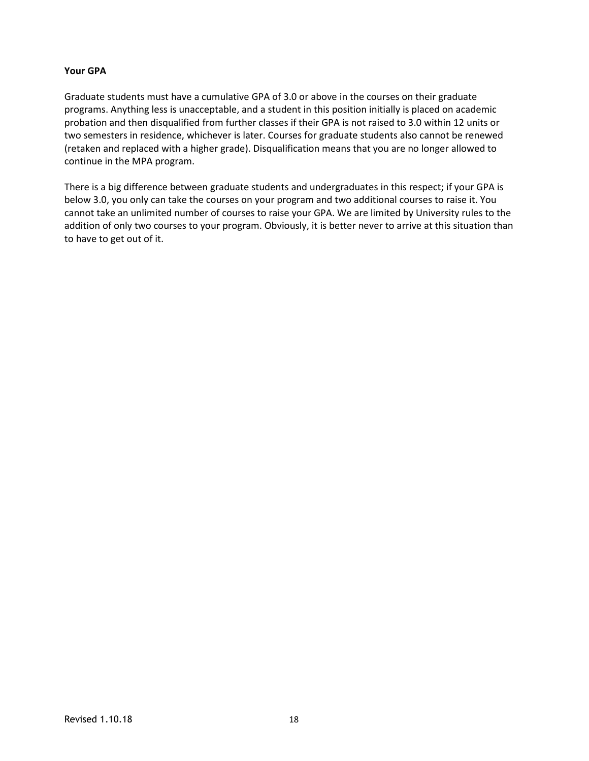**Your GPA**

Graduate students must have a cumulative GPA of 3.0 or above in the courses on their graduate programs. Anything less is unacceptable, and a student in this position initially is placed on academic probation and then disqualified from further classes if their GPA is not raised to 3.0 within 12 units or two semesters in residence, whichever is later. Courses for graduate students also cannot be renewed (retaken and replaced with a higher grade). Disqualification means that you are no longer allowed to continue in the MPA program.

There is a big difference between graduate students and undergraduates in this respect; if your GPA is below 3.0, you only can take the courses on your program and two additional courses to raise it. You cannot take an unlimited number of courses to raise your GPA. We are limited by University rules to the addition of only two courses to your program. Obviously, it is better never to arrive at this situation than to have to get out of it.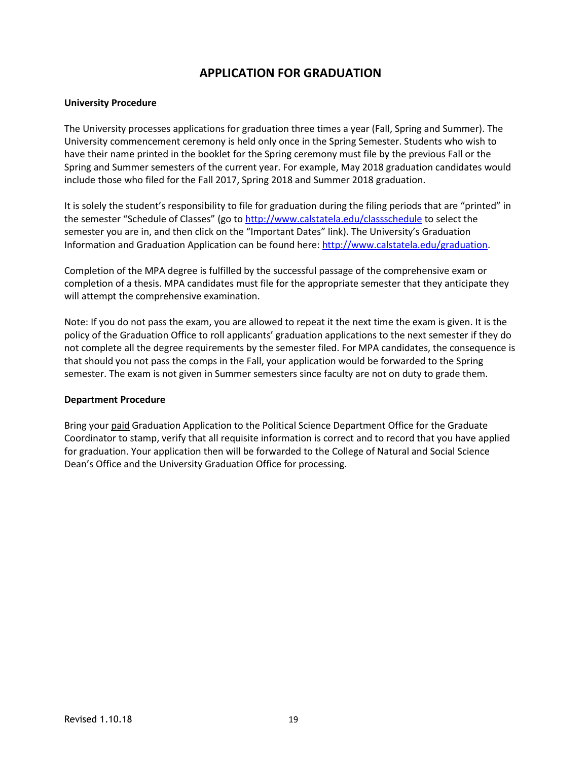# APPLICATION FOR GRADUATION

**University Procedure**

The University processes applications for graduation three times a year (Fall, Spring and Summer). The University commencement ceremony is held only once in the Spring Semester. Students who wish to have their name printed in the booklet for the Spring ceremony must file by the previous Fall or the Spring and Summer semesters of the current year. For example, May 2018 graduation candidates would include those who filed for the Fall 2017, Spring 2018 and Summer 2018 graduation.

It is solely the student's responsibility to file for graduation during the filing periods that are "printed" in the semester "Schedule of Classes" (go to [http://www.calstatela.edu/classschedule](http://www.calstatela.edu/classschedule) to select the semester you are in, and then click on the "Important Dates" link). The University's Graduation Information and Graduation Application can be found here: [http://www.calstatela.edu/graduation](http://www.calstatela.edu/graduation).

Completion of the MPA degree is fulfilled by the successful passage of the comprehensive exam or completion of a thesis. MPA candidates must file for the appropriate semester that they anticipate they will attempt the comprehensive examination.

Note: If you do not pass the exam, you are allowed to repeat it the next time the exam is given. It is the policy of the Graduation Office to roll applicants' graduation applications to the next semester if they do not complete all the degree requirements by the semester filed. For MPA candidates, the consequence is that should you not pass the comps in the Fall, your application would be forwarded to the Spring semester. The exam is not given in Summer semesters since faculty are not on duty to grade them.

**Department Procedure**

Bring your <u>paid</u> Graduation Application to the Political Science Department Office for the Graduate Coordinator to stamp, verify that all requisite information is correct and to record that you have applied for graduation. Your application then will be forwarded to the College of Natural and Social Science Dean's Office and the University Graduation Office for processing.

Revised 1.10.18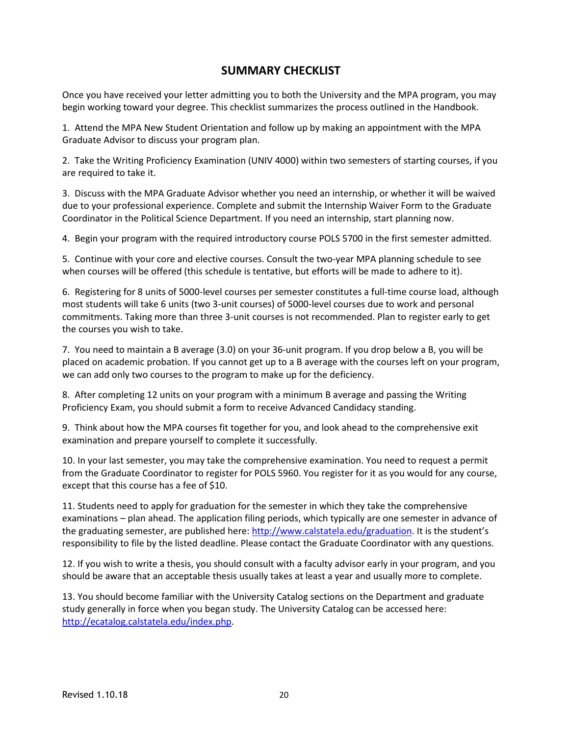# SUMMARY CHECKLIST

Once you have received your letter admitting you to both the University and the MPA program, you may begin working toward your degree. This checklist summarizes the process outlined in the Handbook.

1. Attend the MPA New Student Orientation and follow up by making an appointment with the MPA Graduate Advisor to discuss your program plan.

2. Take the Writing Proficiency Examination (UNIV 4000) within two semesters of starting courses, if you are required to take it.

3. Discuss with the MPA Graduate Advisor whether you need an internship, or whether it will be waived due to your professional experience. Complete and submit the Internship Waiver Form to the Graduate Coordinator in the Political Science Department. If you need an internship, start planning now.

4. Begin your program with the required introductory course POLS 5700 in the first semester admitted.

5. Continue with your core and elective courses. Consult the two-year MPA planning schedule to see when courses will be offered (this schedule is tentative, but efforts will be made to adhere to it).

6. Registering for 8 units of 5000-level courses per semester constitutes a full-time course load, although most students will take 6 units (two 3-unit courses) of 5000-level courses due to work and personal commitments. Taking more than three 3-unit courses is not recommended. Plan to register early to get the courses you wish to take.

7. You need to maintain a B average (3.0) on your 36-unit program. If you drop below a B, you will be placed on academic probation. If you cannot get up to a B average with the courses left on your program, we can add only two courses to the program to make up for the deficiency.

8. After completing 12 units on your program with a minimum B average and passing the Writing Proficiency Exam, you should submit a form to receive Advanced Candidacy standing.

9. Think about how the MPA courses fit together for you, and look ahead to the comprehensive exit examination and prepare yourself to complete it successfully.

10. In your last semester, you may take the comprehensive examination. You need to request a permit from the Graduate Coordinator to register for POLS 5960. You register for it as you would for any course, except that this course has a fee of $10.

11. Students need to apply for graduation for the semester in which they take the comprehensive examinations – plan ahead. The application filing periods, which typically are one semester in advance of the graduating semester, are published here: [http://www.calstatela.edu/graduation](http://www.calstatela.edu/graduation). It is the student's responsibility to file by the listed deadline. Please contact the Graduate Coordinator with any questions.

12. If you wish to write a thesis, you should consult with a faculty advisor early in your program, and you should be aware that an acceptable thesis usually takes at least a year and usually more to complete.

13. You should become familiar with the University Catalog sections on the Department and graduate study generally in force when you began study. The University Catalog can be accessed here: [http://ecatalog.calstatela.edu/index.php](http://ecatalog.calstatela.edu/index.php).

Revised 1.10.18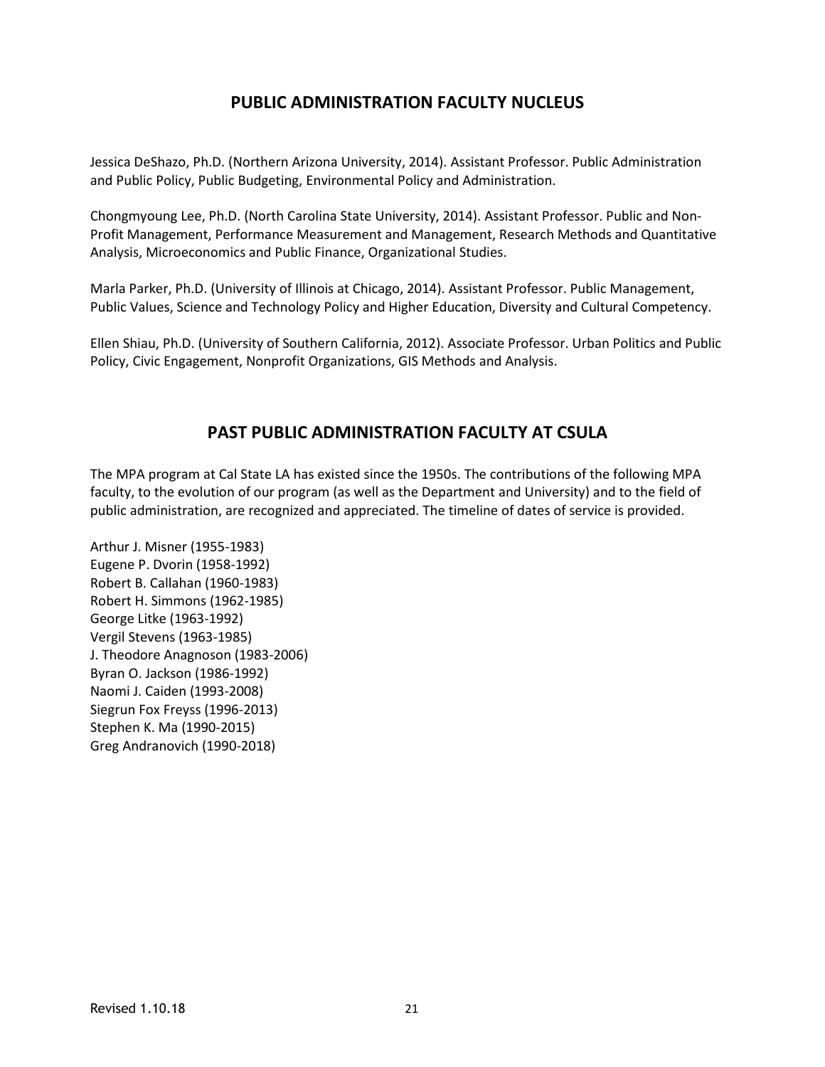## PUBLIC ADMINISTRATION FACULTY NUCLEUS

Jessica DeShazo, Ph.D. (Northern Arizona University, 2014). Assistant Professor. Public Administration and Public Policy, Public Budgeting, Environmental Policy and Administration.

Chongmyoung Lee, Ph.D. (North Carolina State University, 2014). Assistant Professor. Public and Non-Profit Management, Performance Measurement and Management, Research Methods and Quantitative Analysis, Microeconomics and Public Finance, Organizational Studies.

Marla Parker, Ph.D. (University of Illinois at Chicago, 2014). Assistant Professor. Public Management, Public Values, Science and Technology Policy and Higher Education, Diversity and Cultural Competency.

Ellen Shiau, Ph.D. (University of Southern California, 2012). Associate Professor. Urban Politics and Public Policy, Civic Engagement, Nonprofit Organizations, GIS Methods and Analysis.

## PAST PUBLIC ADMINISTRATION FACULTY AT CSULA

The MPA program at Cal State LA has existed since the 1950s. The contributions of the following MPA faculty, to the evolution of our program (as well as the Department and University) and to the field of public administration, are recognized and appreciated. The timeline of dates of service is provided.

Arthur J. Misner (1955-1983)
Eugene P. Dvorin (1958-1992)
Robert B. Callahan (1960-1983)
Robert H. Simmons (1962-1985)
George Litke (1963-1992)
Vergil Stevens (1963-1985)
J. Theodore Anagnoson (1983-2006)
Byran O. Jackson (1986-1992)
Naomi J. Caiden (1993-2008)
Siegrun Fox Freyss (1996-2013)
Stephen K. Ma (1990-2015)
Greg Andranovich (1990-2018)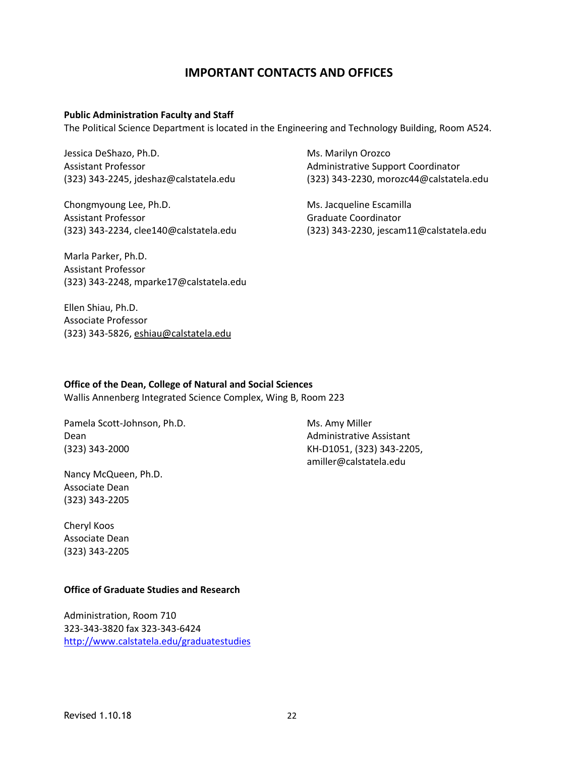# IMPORTANT CONTACTS AND OFFICES

**Public Administration Faculty and Staff**

The Political Science Department is located in the Engineering and Technology Building, Room A524.

Jessica DeShazo, Ph.D.
Assistant Professor
(323) 343-2245, jdeshaz@calstatela.edu

Chongmyoung Lee, Ph.D.
Assistant Professor
(323) 343-2234, clee140@calstatela.edu

Marla Parker, Ph.D.
Assistant Professor
(323) 343-2248, mparke17@calstatela.edu

Ellen Shiau, Ph.D.
Associate Professor
(323) 343-5826, eshiau@calstatela.edu

Ms. Marilyn Orozco
Administrative Support Coordinator
(323) 343-2230, morozc44@calstatela.edu

Ms. Jacqueline Escamilla
Graduate Coordinator
(323) 343-2230, jescam11@calstatela.edu

**Office of the Dean, College of Natural and Social Sciences**

Wallis Annenberg Integrated Science Complex, Wing B, Room 223

Pamela Scott-Johnson, Ph.D.
Dean
(323) 343-2000

Nancy McQueen, Ph.D.
Associate Dean
(323) 343-2205

Cheryl Koos
Associate Dean
(323) 343-2205

Ms. Amy Miller
Administrative Assistant
KH-D1051, (323) 343-2205,
amiller@calstatela.edu

**Office of Graduate Studies and Research**

Administration, Room 710
323-343-3820 fax 323-343-6424
http://www.calstatela.edu/graduatestudies

Revised 1.10.18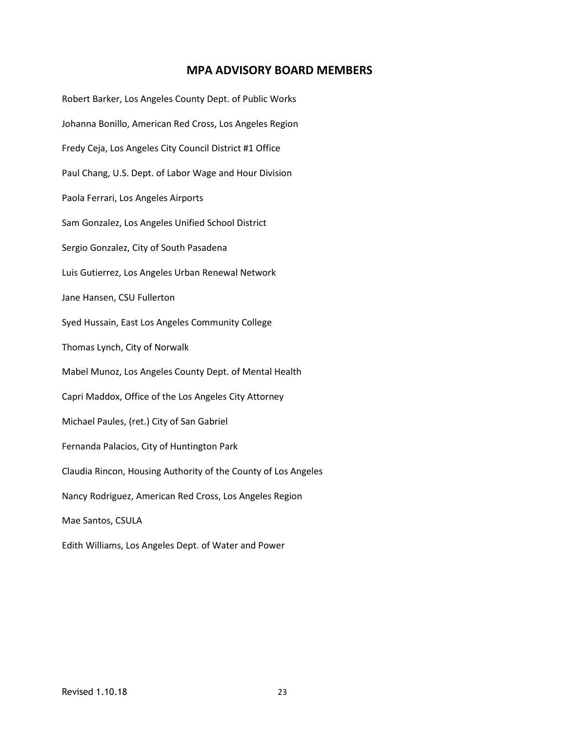## MPA ADVISORY BOARD MEMBERS

Robert Barker, Los Angeles County Dept. of Public Works

Johanna Bonillo, American Red Cross, Los Angeles Region

Fredy Ceja, Los Angeles City Council District #1 Office

Paul Chang, U.S. Dept. of Labor Wage and Hour Division

Paola Ferrari, Los Angeles Airports

Sam Gonzalez, Los Angeles Unified School District

Sergio Gonzalez, City of South Pasadena

Luis Gutierrez, Los Angeles Urban Renewal Network

Jane Hansen, CSU Fullerton

Syed Hussain, East Los Angeles Community College

Thomas Lynch, City of Norwalk

Mabel Munoz, Los Angeles County Dept. of Mental Health

Capri Maddox, Office of the Los Angeles City Attorney

Michael Paules, (ret.) City of San Gabriel

Fernanda Palacios, City of Huntington Park

Claudia Rincon, Housing Authority of the County of Los Angeles

Nancy Rodriguez, American Red Cross, Los Angeles Region

Mae Santos, CSULA

Edith Williams, Los Angeles Dept. of Water and Power

Revised 1.10.18